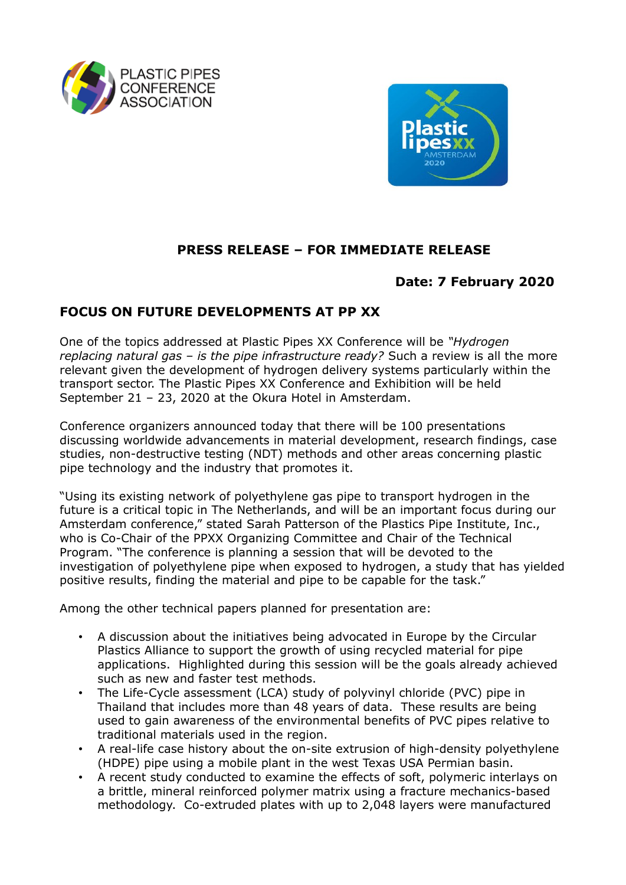PLASTIC PIPES CONFERENCE ASSOCIATION

Plastic Pipes XX AMSTERDAM 2020

**PRESS RELEASE – FOR IMMEDIATE RELEASE**

**Date: 7 February 2020**

## FOCUS ON FUTURE DEVELOPMENTS AT PP XX

One of the topics addressed at Plastic Pipes XX Conference will be *"Hydrogen replacing natural gas – is the pipe infrastructure ready?* Such a review is all the more relevant given the development of hydrogen delivery systems particularly within the transport sector. The Plastic Pipes XX Conference and Exhibition will be held September 21 – 23, 2020 at the Okura Hotel in Amsterdam.

Conference organizers announced today that there will be 100 presentations discussing worldwide advancements in material development, research findings, case studies, non-destructive testing (NDT) methods and other areas concerning plastic pipe technology and the industry that promotes it.

"Using its existing network of polyethylene gas pipe to transport hydrogen in the future is a critical topic in The Netherlands, and will be an important focus during our Amsterdam conference," stated Sarah Patterson of the Plastics Pipe Institute, Inc., who is Co-Chair of the PPXX Organizing Committee and Chair of the Technical Program. "The conference is planning a session that will be devoted to the investigation of polyethylene pipe when exposed to hydrogen, a study that has yielded positive results, finding the material and pipe to be capable for the task."

Among the other technical papers planned for presentation are:

- A discussion about the initiatives being advocated in Europe by the Circular Plastics Alliance to support the growth of using recycled material for pipe applications. Highlighted during this session will be the goals already achieved such as new and faster test methods.
- The Life-Cycle assessment (LCA) study of polyvinyl chloride (PVC) pipe in Thailand that includes more than 48 years of data. These results are being used to gain awareness of the environmental benefits of PVC pipes relative to traditional materials used in the region.
- A real-life case history about the on-site extrusion of high-density polyethylene (HDPE) pipe using a mobile plant in the west Texas USA Permian basin.
- A recent study conducted to examine the effects of soft, polymeric interlays on a brittle, mineral reinforced polymer matrix using a fracture mechanics-based methodology. Co-extruded plates with up to 2,048 layers were manufactured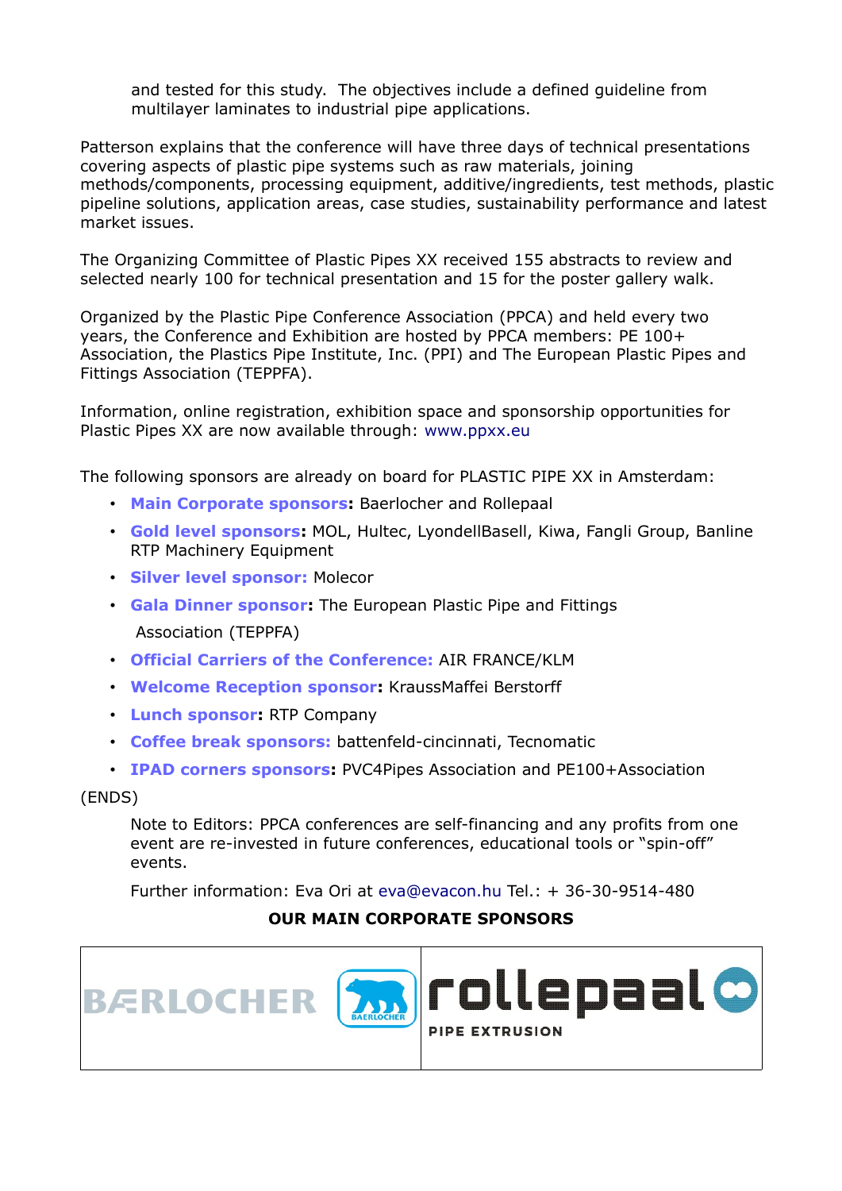and tested for this study. The objectives include a defined guideline from multilayer laminates to industrial pipe applications.

Patterson explains that the conference will have three days of technical presentations covering aspects of plastic pipe systems such as raw materials, joining methods/components, processing equipment, additive/ingredients, test methods, plastic pipeline solutions, application areas, case studies, sustainability performance and latest market issues.

The Organizing Committee of Plastic Pipes XX received 155 abstracts to review and selected nearly 100 for technical presentation and 15 for the poster gallery walk.

Organized by the Plastic Pipe Conference Association (PPCA) and held every two years, the Conference and Exhibition are hosted by PPCA members: PE 100+ Association, the Plastics Pipe Institute, Inc. (PPI) and The European Plastic Pipes and Fittings Association (TEPPFA).

Information, online registration, exhibition space and sponsorship opportunities for Plastic Pipes XX are now available through: www.ppxx.eu

The following sponsors are already on board for PLASTIC PIPE XX in Amsterdam:

- **Main Corporate sponsors:** Baerlocher and Rollepaal
- **Gold level sponsors:** MOL, Hultec, LyondellBasell, Kiwa, Fangli Group, Banline RTP Machinery Equipment
- **Silver level sponsor:** Molecor
- **Gala Dinner sponsor:** The European Plastic Pipe and Fittings Association (TEPPFA)
- **Official Carriers of the Conference:** AIR FRANCE/KLM
- **Welcome Reception sponsor:** KraussMaffei Berstorff
- **Lunch sponsor:** RTP Company
- **Coffee break sponsors:** battenfeld-cincinnati, Tecnomatic
- **IPAD corners sponsors:** PVC4Pipes Association and PE100+Association

(ENDS)

Note to Editors: PPCA conferences are self-financing and any profits from one event are re-invested in future conferences, educational tools or "spin-off" events.

Further information: Eva Ori at eva@evacon.hu Tel.: + 36-30-9514-480

**OUR MAIN CORPORATE SPONSORS**

| | |
|---|---|
| BÆRLOCHER | rollepaal PIPE EXTRUSION |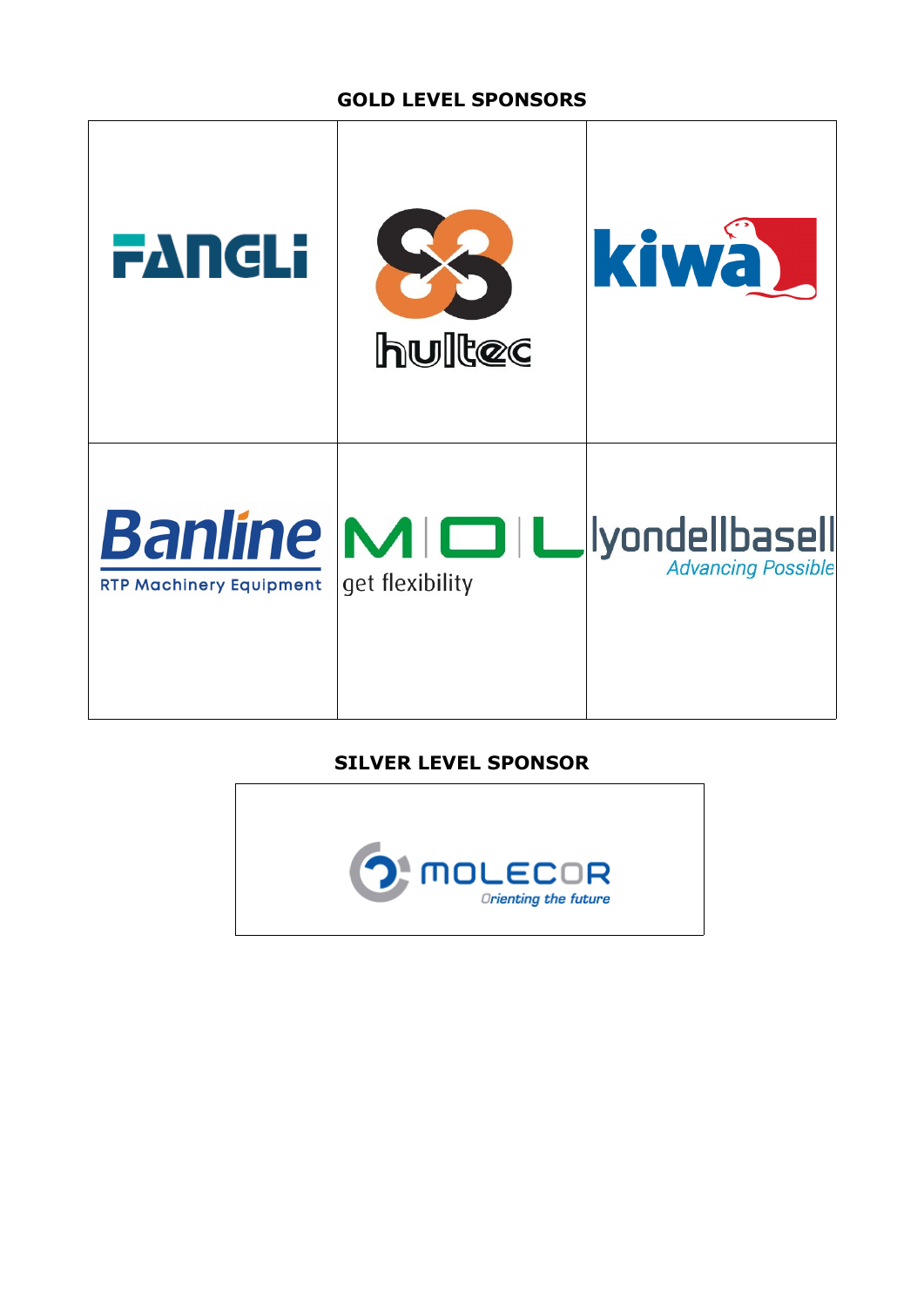**GOLD LEVEL SPONSORS**

| | | |
|---|---|---|
| FANGLI | hultec | kiwa |
| Banline RTP Machinery Equipment | M O L get flexibility | lyondellbasell Advancing Possible |

**SILVER LEVEL SPONSOR**

MOLECOR Orienting the future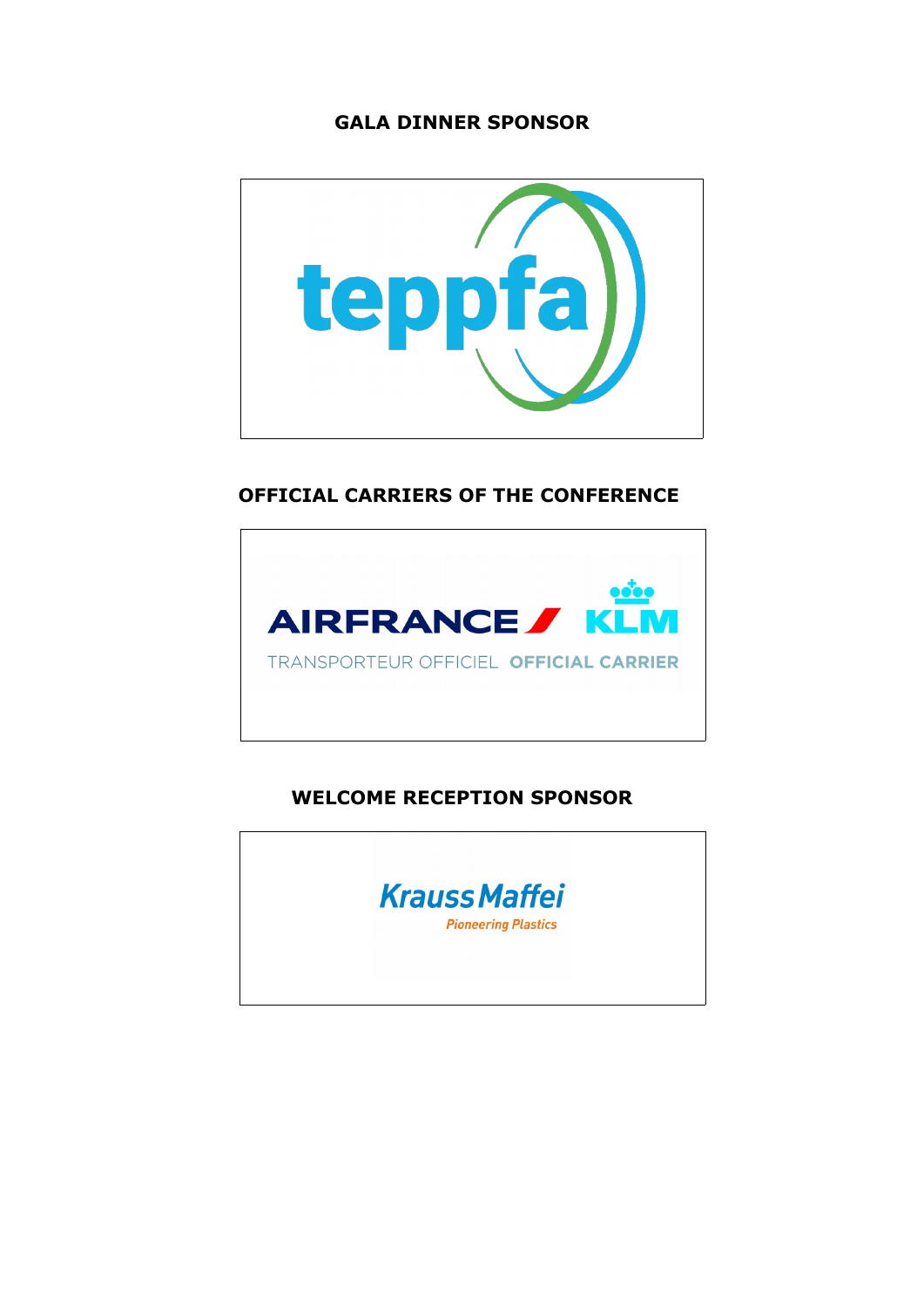**GALA DINNER SPONSOR**

teppfa

**OFFICIAL CARRIERS OF THE CONFERENCE**

AIRFRANCE KLM

TRANSPORTEUR OFFICIEL OFFICIAL CARRIER

**WELCOME RECEPTION SPONSOR**

KraussMaffei

Pioneering Plastics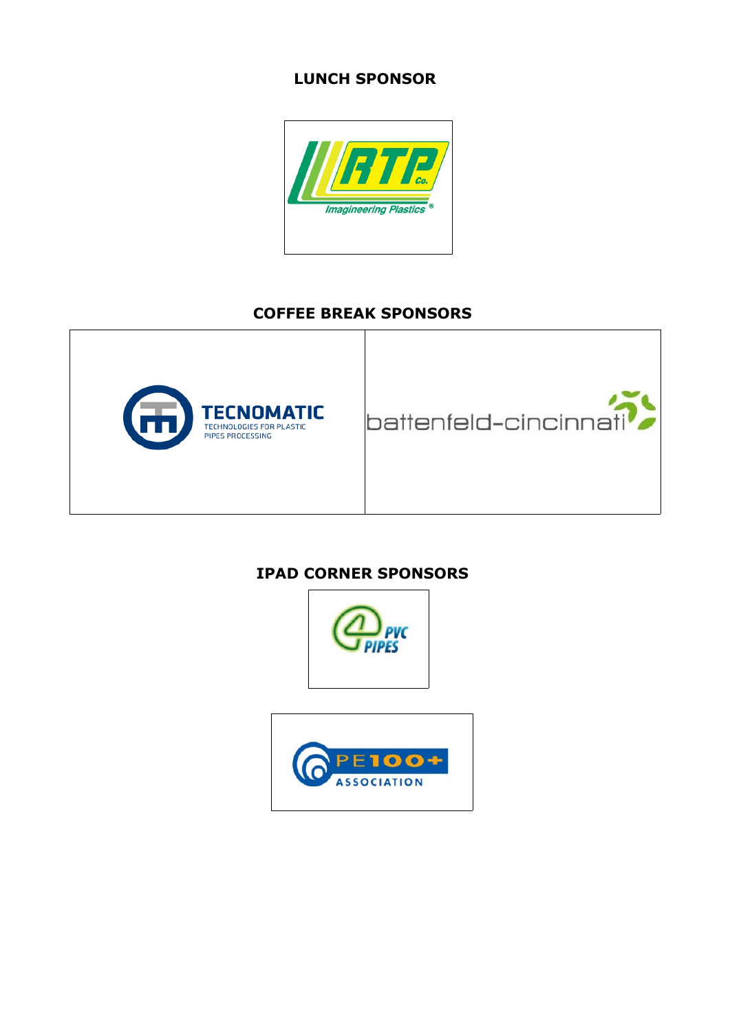**LUNCH SPONSOR**

RTP Co.
Imagineering Plastics®

**COFFEE BREAK SPONSORS**

| | |
|---|---|
| TECNOMATIC TECHNOLOGIES FOR PLASTIC PIPES PROCESSING | battenfeld-cincinnati |

**IPAD CORNER SPONSORS**

PVC PIPES

PE100+ ASSOCIATION